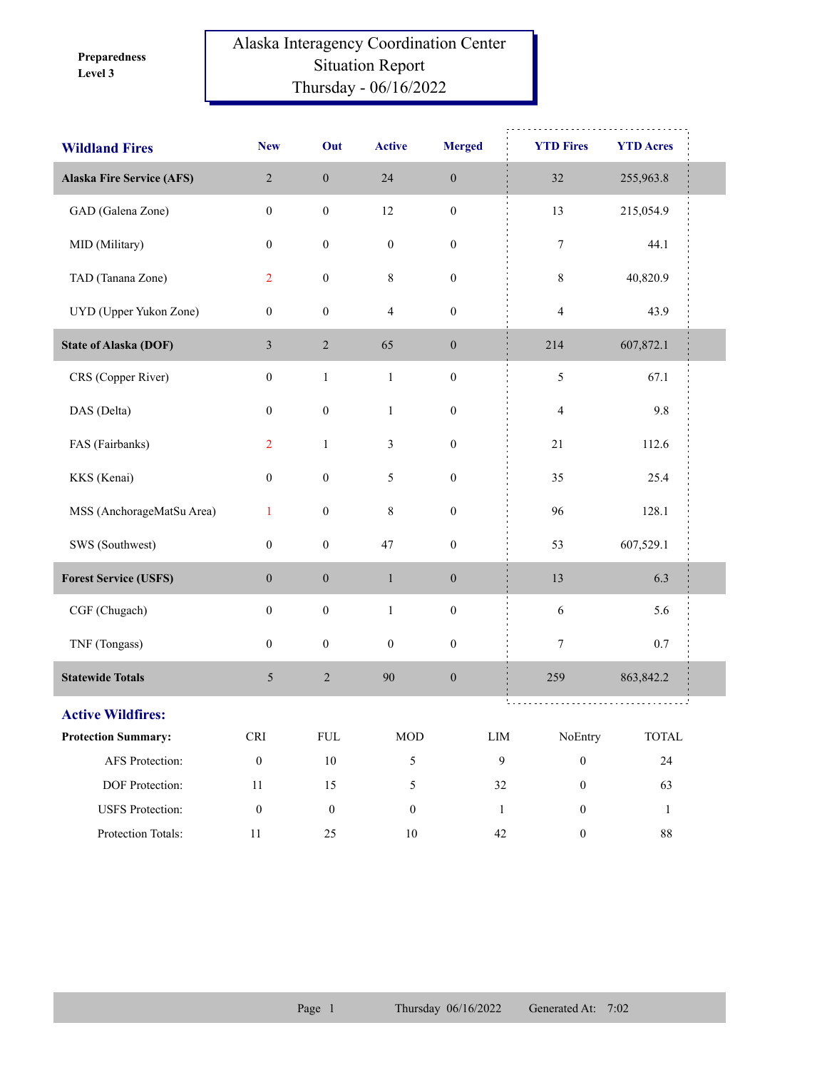Preparedness Level 3

# Alaska Interagency Coordination Center Situation Report Thursday - 06/16/2022

| Wildland Fires | New | Out | Active | Merged | YTD Fires | YTD Acres |
|---|---|---|---|---|---|---|
| **Alaska Fire Service (AFS)** | 2 | 0 | 24 | 0 | 32 | 255,963.8 |
| GAD (Galena Zone) | 0 | 0 | 12 | 0 | 13 | 215,054.9 |
| MID (Military) | 0 | 0 | 0 | 0 | 7 | 44.1 |
| TAD (Tanana Zone) | 2 | 0 | 8 | 0 | 8 | 40,820.9 |
| UYD (Upper Yukon Zone) | 0 | 0 | 4 | 0 | 4 | 43.9 |
| **State of Alaska (DOF)** | 3 | 2 | 65 | 0 | 214 | 607,872.1 |
| CRS (Copper River) | 0 | 1 | 1 | 0 | 5 | 67.1 |
| DAS (Delta) | 0 | 0 | 1 | 0 | 4 | 9.8 |
| FAS (Fairbanks) | 2 | 1 | 3 | 0 | 21 | 112.6 |
| KKS (Kenai) | 0 | 0 | 5 | 0 | 35 | 25.4 |
| MSS (AnchorageMatSu Area) | 1 | 0 | 8 | 0 | 96 | 128.1 |
| SWS (Southwest) | 0 | 0 | 47 | 0 | 53 | 607,529.1 |
| **Forest Service (USFS)** | 0 | 0 | 1 | 0 | 13 | 6.3 |
| CGF (Chugach) | 0 | 0 | 1 | 0 | 6 | 5.6 |
| TNF (Tongass) | 0 | 0 | 0 | 0 | 7 | 0.7 |
| **Statewide Totals** | 5 | 2 | 90 | 0 | 259 | 863,842.2 |

## Active Wildfires:

| **Protection Summary:** | CRI | FUL | MOD | LIM | NoEntry | TOTAL |
|---|---|---|---|---|---|---|
| AFS Protection: | 0 | 10 | 5 | 9 | 0 | 24 |
| DOF Protection: | 11 | 15 | 5 | 32 | 0 | 63 |
| USFS Protection: | 0 | 0 | 0 | 1 | 0 | 1 |
| Protection Totals: | 11 | 25 | 10 | 42 | 0 | 88 |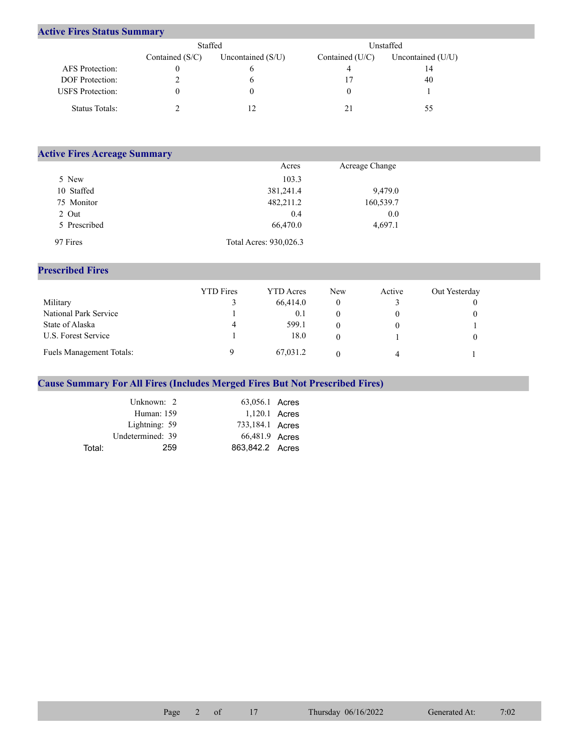## Active Fires Status Summary

| | Staffed | | Unstaffed | |
|---|---|---|---|---|
| | Contained (S/C) | Uncontained (S/U) | Contained (U/C) | Uncontained (U/U) |
| AFS Protection: | 0 | 6 | 4 | 14 |
| DOF Protection: | 2 | 6 | 17 | 40 |
| USFS Protection: | 0 | 0 | 0 | 1 |
| Status Totals: | 2 | 12 | 21 | 55 |

## Active Fires Acreage Summary

| | Acres | Acreage Change |
|---|---|---|
| 5 New | 103.3 | |
| 10 Staffed | 381,241.4 | 9,479.0 |
| 75 Monitor | 482,211.2 | 160,539.7 |
| 2 Out | 0.4 | 0.0 |
| 5 Prescribed | 66,470.0 | 4,697.1 |
| 97 Fires | Total Acres: 930,026.3 | |

## Prescribed Fires

| | YTD Fires | YTD Acres | New | Active | Out Yesterday |
|---|---|---|---|---|---|
| Military | 3 | 66,414.0 | 0 | 3 | 0 |
| National Park Service | 1 | 0.1 | 0 | 0 | 0 |
| State of Alaska | 4 | 599.1 | 0 | 0 | 1 |
| U.S. Forest Service | 1 | 18.0 | 0 | 1 | 0 |
| Fuels Management Totals: | 9 | 67,031.2 | 0 | 4 | 1 |

## Cause Summary For All Fires (Includes Merged Fires But Not Prescribed Fires)

| Cause | Fires | Acres |
|---|---|---|
| Unknown: | 2 | 63,056.1 Acres |
| Human: | 159 | 1,120.1 Acres |
| Lightning: | 59 | 733,184.1 Acres |
| Undetermined: | 39 | 66,481.9 Acres |
| Total: | 259 | 863,842.2 Acres |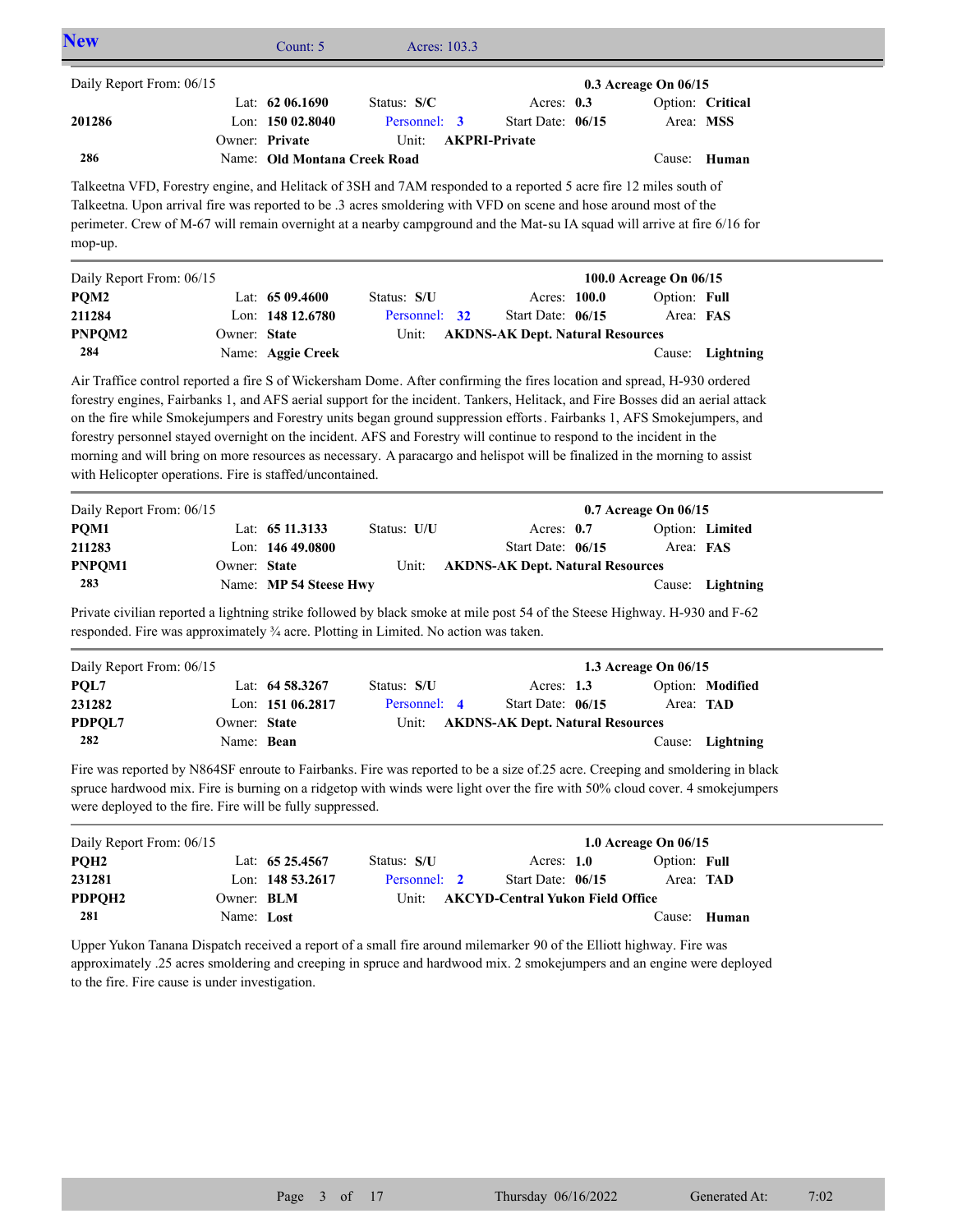## New

Count: 5 Acres: 103.3

---

Daily Report From: 06/15 **0.3 Acreage On 06/15**

| | | | | |
|---|---|---|---|---|
| **201286** | Lat: **62 06.1690** | Status: **S/C** | Acres: **0.3** | Option: **Critical** |
| | Lon: **150 02.8040** | Personnel: **3** | Start Date: **06/15** | Area: **MSS** |
| **286** | Owner: **Private** | Unit: **AKPRI-Private** | | |
| | Name: **Old Montana Creek Road** | | | Cause: **Human** |

Talkeetna VFD, Forestry engine, and Helitack of 3SH and 7AM responded to a reported 5 acre fire 12 miles south of Talkeetna. Upon arrival fire was reported to be .3 acres smoldering with VFD on scene and hose around most of the perimeter. Crew of M-67 will remain overnight at a nearby campground and the Mat-su IA squad will arrive at fire 6/16 for mop-up.

---

Daily Report From: 06/15 **100.0 Acreage On 06/15**

| | | | | |
|---|---|---|---|---|
| **PQM2** | Lat: **65 09.4600** | Status: **S/U** | Acres: **100.0** | Option: **Full** |
| **211284** | Lon: **148 12.6780** | Personnel: **32** | Start Date: **06/15** | Area: **FAS** |
| **PNPQM2** | Owner: **State** | Unit: **AKDNS-AK Dept. Natural Resources** | | |
| **284** | Name: **Aggie Creek** | | | Cause: **Lightning** |

Air Traffice control reported a fire S of Wickersham Dome. After confirming the fires location and spread, H-930 ordered forestry engines, Fairbanks 1, and AFS aerial support for the incident. Tankers, Helitack, and Fire Bosses did an aerial attack on the fire while Smokejumpers and Forestry units began ground suppression efforts. Fairbanks 1, AFS Smokejumpers, and forestry personnel stayed overnight on the incident. AFS and Forestry will continue to respond to the incident in the morning and will bring on more resources as necessary. A paracargo and helispot will be finalized in the morning to assist with Helicopter operations. Fire is staffed/uncontained.

---

Daily Report From: 06/15 **0.7 Acreage On 06/15**

| | | | | |
|---|---|---|---|---|
| **PQM1** | Lat: **65 11.3133** | Status: **U/U** | Acres: **0.7** | Option: **Limited** |
| **211283** | Lon: **146 49.0800** | | Start Date: **06/15** | Area: **FAS** |
| **PNPQM1** | Owner: **State** | Unit: **AKDNS-AK Dept. Natural Resources** | | |
| **283** | Name: **MP 54 Steese Hwy** | | | Cause: **Lightning** |

Private civilian reported a lightning strike followed by black smoke at mile post 54 of the Steese Highway. H-930 and F-62 responded. Fire was approximately ¾ acre. Plotting in Limited. No action was taken.

---

Daily Report From: 06/15 **1.3 Acreage On 06/15**

| | | | | |
|---|---|---|---|---|
| **PQL7** | Lat: **64 58.3267** | Status: **S/U** | Acres: **1.3** | Option: **Modified** |
| **231282** | Lon: **151 06.2817** | Personnel: **4** | Start Date: **06/15** | Area: **TAD** |
| **PDPQL7** | Owner: **State** | Unit: **AKDNS-AK Dept. Natural Resources** | | |
| **282** | Name: **Bean** | | | Cause: **Lightning** |

Fire was reported by N864SF enroute to Fairbanks. Fire was reported to be a size of.25 acre. Creeping and smoldering in black spruce hardwood mix. Fire is burning on a ridgetop with winds were light over the fire with 50% cloud cover. 4 smokejumpers were deployed to the fire. Fire will be fully suppressed.

---

Daily Report From: 06/15 **1.0 Acreage On 06/15**

| | | | | |
|---|---|---|---|---|
| **PQH2** | Lat: **65 25.4567** | Status: **S/U** | Acres: **1.0** | Option: **Full** |
| **231281** | Lon: **148 53.2617** | Personnel: **2** | Start Date: **06/15** | Area: **TAD** |
| **PDPQH2** | Owner: **BLM** | Unit: **AKCYD-Central Yukon Field Office** | | |
| **281** | Name: **Lost** | | | Cause: **Human** |

Upper Yukon Tanana Dispatch received a report of a small fire around milemarker 90 of the Elliott highway. Fire was approximately .25 acres smoldering and creeping in spruce and hardwood mix. 2 smokejumpers and an engine were deployed to the fire. Fire cause is under investigation.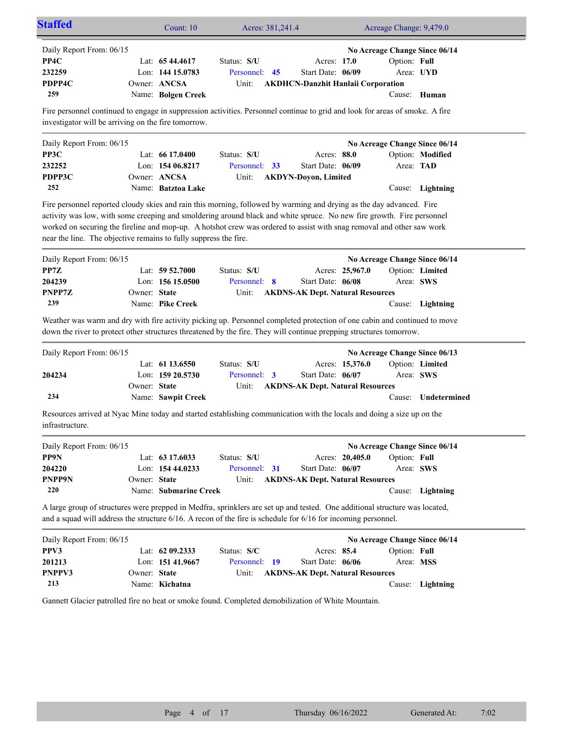## Staffed

Count: 10 | Acres: 381,241.4 | Acreage Change: 9,479.0

---

Daily Report From: 06/15 | No Acreage Change Since 06/14

| | | | | |
|---|---|---|---|---|
| **PP4C** | Lat: **65 44.4617** | Status: **S/U** | Acres: **17.0** | Option: **Full** |
| **232259** | Lon: **144 15.0783** | Personnel: **45** | Start Date: **06/09** | Area: **UYD** |
| **PDPP4C** | Owner: **ANCSA** | Unit: **AKDHCN-Danzhit Hanlaii Corporation** | | |
| **259** | Name: **Bolgen Creek** | | | Cause: **Human** |

Fire personnel continued to engage in suppression activities. Personnel continue to grid and look for areas of smoke. A fire investigator will be arriving on the fire tomorrow.

---

Daily Report From: 06/15 | No Acreage Change Since 06/14

| | | | | |
|---|---|---|---|---|
| **PP3C** | Lat: **66 17.0400** | Status: **S/U** | Acres: **88.0** | Option: **Modified** |
| **232252** | Lon: **154 06.8217** | Personnel: **33** | Start Date: **06/09** | Area: **TAD** |
| **PDPP3C** | Owner: **ANCSA** | Unit: **AKDYN-Doyon, Limited** | | |
| **252** | Name: **Batztoa Lake** | | | Cause: **Lightning** |

Fire personnel reported cloudy skies and rain this morning, followed by warming and drying as the day advanced. Fire activity was low, with some creeping and smoldering around black and white spruce. No new fire growth. Fire personnel worked on securing the fireline and mop-up. A hotshot crew was ordered to assist with snag removal and other saw work near the line. The objective remains to fully suppress the fire.

---

Daily Report From: 06/15 | No Acreage Change Since 06/14

| | | | | |
|---|---|---|---|---|
| **PP7Z** | Lat: **59 52.7000** | Status: **S/U** | Acres: **25,967.0** | Option: **Limited** |
| **204239** | Lon: **156 15.0500** | Personnel: **8** | Start Date: **06/08** | Area: **SWS** |
| **PNPP7Z** | Owner: **State** | Unit: **AKDNS-AK Dept. Natural Resources** | | |
| **239** | Name: **Pike Creek** | | | Cause: **Lightning** |

Weather was warm and dry with fire activity picking up. Personnel completed protection of one cabin and continued to move down the river to protect other structures threatened by the fire. They will continue prepping structures tomorrow.

---

Daily Report From: 06/15 | No Acreage Change Since 06/13

| | | | | |
|---|---|---|---|---|
| | Lat: **61 13.6550** | Status: **S/U** | Acres: **15,376.0** | Option: **Limited** |
| **204234** | Lon: **159 20.5730** | Personnel: **3** | Start Date: **06/07** | Area: **SWS** |
| | Owner: **State** | Unit: **AKDNS-AK Dept. Natural Resources** | | |
| **234** | Name: **Sawpit Creek** | | | Cause: **Undetermined** |

Resources arrived at Nyac Mine today and started establishing communication with the locals and doing a size up on the infrastructure.

---

Daily Report From: 06/15 | No Acreage Change Since 06/14

| | | | | |
|---|---|---|---|---|
| **PP9N** | Lat: **63 17.6033** | Status: **S/U** | Acres: **20,405.0** | Option: **Full** |
| **204220** | Lon: **154 44.0233** | Personnel: **31** | Start Date: **06/07** | Area: **SWS** |
| **PNPP9N** | Owner: **State** | Unit: **AKDNS-AK Dept. Natural Resources** | | |
| **220** | Name: **Submarine Creek** | | | Cause: **Lightning** |

A large group of structures were prepped in Medfra, sprinklers are set up and tested. One additional structure was located, and a squad will address the structure 6/16. A recon of the fire is schedule for 6/16 for incoming personnel.

---

Daily Report From: 06/15 | No Acreage Change Since 06/14

| | | | | |
|---|---|---|---|---|
| **PPV3** | Lat: **62 09.2333** | Status: **S/C** | Acres: **85.4** | Option: **Full** |
| **201213** | Lon: **151 41.9667** | Personnel: **19** | Start Date: **06/06** | Area: **MSS** |
| **PNPPV3** | Owner: **State** | Unit: **AKDNS-AK Dept. Natural Resources** | | |
| **213** | Name: **Kichatna** | | | Cause: **Lightning** |

Gannett Glacier patrolled fire no heat or smoke found. Completed demobilization of White Mountain.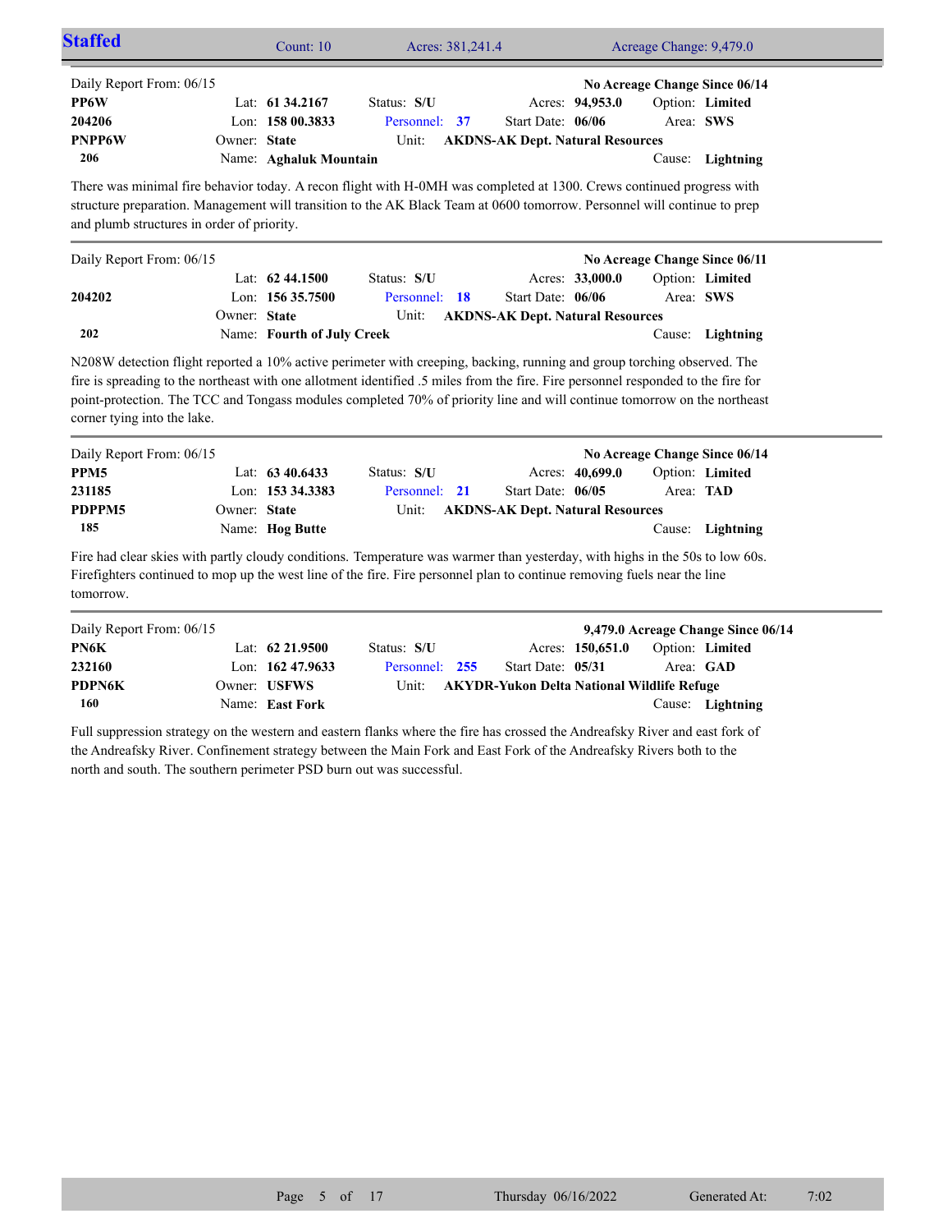## Staffed

Count: 10 | Acres: 381,241.4 | Acreage Change: 9,479.0

---

Daily Report From: 06/15 — **No Acreage Change Since 06/14**

| | | | | |
|---|---|---|---|---|
| **PP6W** | Lat: **61 34.2167** | Status: **S/U** | Acres: **94,953.0** | Option: **Limited** |
| **204206** | Lon: **158 00.3833** | Personnel: **37** | Start Date: **06/06** | Area: **SWS** |
| **PNPP6W** | Owner: **State** | Unit: **AKDNS-AK Dept. Natural Resources** | | |
| **206** | Name: **Aghaluk Mountain** | | | Cause: **Lightning** |

There was minimal fire behavior today. A recon flight with H-0MH was completed at 1300. Crews continued progress with structure preparation. Management will transition to the AK Black Team at 0600 tomorrow. Personnel will continue to prep and plumb structures in order of priority.

---

Daily Report From: 06/15 — **No Acreage Change Since 06/11**

| | | | | |
|---|---|---|---|---|
| | Lat: **62 44.1500** | Status: **S/U** | Acres: **33,000.0** | Option: **Limited** |
| **204202** | Lon: **156 35.7500** | Personnel: **18** | Start Date: **06/06** | Area: **SWS** |
| | Owner: **State** | Unit: **AKDNS-AK Dept. Natural Resources** | | |
| **202** | Name: **Fourth of July Creek** | | | Cause: **Lightning** |

N208W detection flight reported a 10% active perimeter with creeping, backing, running and group torching observed. The fire is spreading to the northeast with one allotment identified .5 miles from the fire. Fire personnel responded to the fire for point-protection. The TCC and Tongass modules completed 70% of priority line and will continue tomorrow on the northeast corner tying into the lake.

---

Daily Report From: 06/15 — **No Acreage Change Since 06/14**

| | | | | |
|---|---|---|---|---|
| **PPM5** | Lat: **63 40.6433** | Status: **S/U** | Acres: **40,699.0** | Option: **Limited** |
| **231185** | Lon: **153 34.3383** | Personnel: **21** | Start Date: **06/05** | Area: **TAD** |
| **PDPPM5** | Owner: **State** | Unit: **AKDNS-AK Dept. Natural Resources** | | |
| **185** | Name: **Hog Butte** | | | Cause: **Lightning** |

Fire had clear skies with partly cloudy conditions. Temperature was warmer than yesterday, with highs in the 50s to low 60s. Firefighters continued to mop up the west line of the fire. Fire personnel plan to continue removing fuels near the line tomorrow.

---

Daily Report From: 06/15 — **9,479.0 Acreage Change Since 06/14**

| | | | | |
|---|---|---|---|---|
| **PN6K** | Lat: **62 21.9500** | Status: **S/U** | Acres: **150,651.0** | Option: **Limited** |
| **232160** | Lon: **162 47.9633** | Personnel: **255** | Start Date: **05/31** | Area: **GAD** |
| **PDPN6K** | Owner: **USFWS** | Unit: **AKYDR-Yukon Delta National Wildlife Refuge** | | |
| **160** | Name: **East Fork** | | | Cause: **Lightning** |

Full suppression strategy on the western and eastern flanks where the fire has crossed the Andreafsky River and east fork of the Andreafsky River. Confinement strategy between the Main Fork and East Fork of the Andreafsky Rivers both to the north and south. The southern perimeter PSD burn out was successful.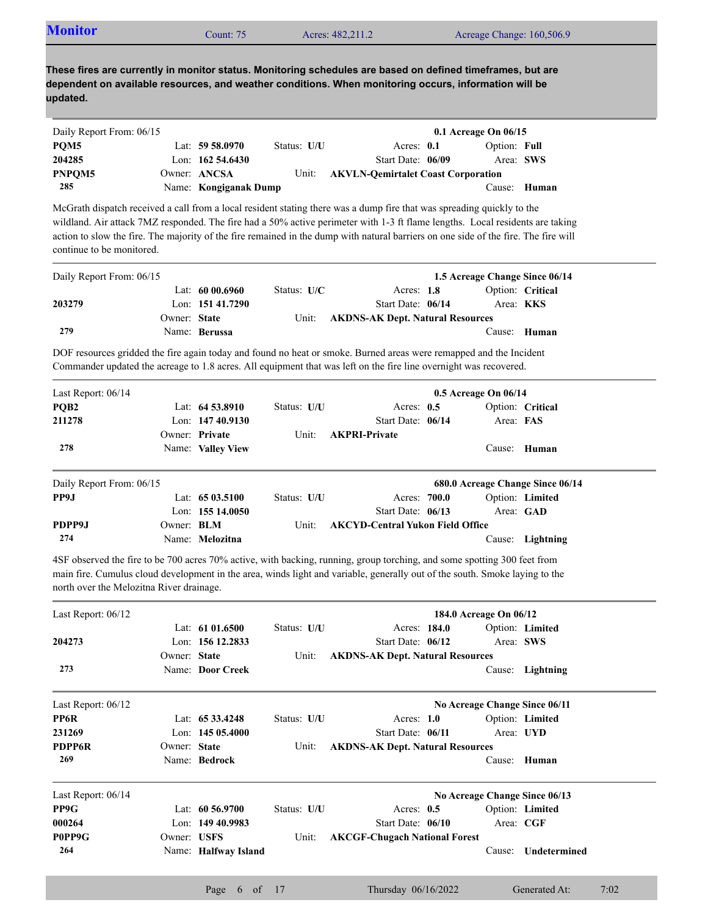## Monitor

Count: 75 | Acres: 482,211.2 | Acreage Change: 160,506.9

**These fires are currently in monitor status. Monitoring schedules are based on defined timeframes, but are dependent on available resources, and weather conditions. When monitoring occurs, information will be updated.**

---

Daily Report From: 06/15 — **0.1 Acreage On 06/15**

| | | | | |
|---|---|---|---|---|
| **PQM5** | Lat: **59 58.0970** | Status: **U/U** | Acres: **0.1** | Option: **Full** |
| **204285** | Lon: **162 54.6430** | | Start Date: **06/09** | Area: **SWS** |
| **PNPQM5** | Owner: **ANCSA** | Unit: **AKVLN-Qemirtalet Coast Corporation** | | |
| **285** | Name: **Kongiganak Dump** | | | Cause: **Human** |

McGrath dispatch received a call from a local resident stating there was a dump fire that was spreading quickly to the wildland. Air attack 7MZ responded. The fire had a 50% active perimeter with 1-3 ft flame lengths. Local residents are taking action to slow the fire. The majority of the fire remained in the dump with natural barriers on one side of the fire. The fire will continue to be monitored.

---

Daily Report From: 06/15 — **1.5 Acreage Change Since 06/14**

| | | | | |
|---|---|---|---|---|
| | Lat: **60 00.6960** | Status: **U/C** | Acres: **1.8** | Option: **Critical** |
| **203279** | Lon: **151 41.7290** | | Start Date: **06/14** | Area: **KKS** |
| | Owner: **State** | Unit: **AKDNS-AK Dept. Natural Resources** | | |
| **279** | Name: **Berussa** | | | Cause: **Human** |

DOF resources gridded the fire again today and found no heat or smoke. Burned areas were remapped and the Incident Commander updated the acreage to 1.8 acres. All equipment that was left on the fire line overnight was recovered.

---

Last Report: 06/14 — **0.5 Acreage On 06/14**

| | | | | |
|---|---|---|---|---|
| **PQB2** | Lat: **64 53.8910** | Status: **U/U** | Acres: **0.5** | Option: **Critical** |
| **211278** | Lon: **147 40.9130** | | Start Date: **06/14** | Area: **FAS** |
| | Owner: **Private** | Unit: **AKPRI-Private** | | |
| **278** | Name: **Valley View** | | | Cause: **Human** |

---

Daily Report From: 06/15 — **680.0 Acreage Change Since 06/14**

| | | | | |
|---|---|---|---|---|
| **PP9J** | Lat: **65 03.5100** | Status: **U/U** | Acres: **700.0** | Option: **Limited** |
| | Lon: **155 14.0050** | | Start Date: **06/13** | Area: **GAD** |
| **PDPP9J** | Owner: **BLM** | Unit: **AKCYD-Central Yukon Field Office** | | |
| **274** | Name: **Melozitna** | | | Cause: **Lightning** |

4SF observed the fire to be 700 acres 70% active, with backing, running, group torching, and some spotting 300 feet from main fire. Cumulus cloud development in the area, winds light and variable, generally out of the south. Smoke laying to the north over the Melozitna River drainage.

---

Last Report: 06/12 — **184.0 Acreage On 06/12**

| | | | | |
|---|---|---|---|---|
| | Lat: **61 01.6500** | Status: **U/U** | Acres: **184.0** | Option: **Limited** |
| **204273** | Lon: **156 12.2833** | | Start Date: **06/12** | Area: **SWS** |
| | Owner: **State** | Unit: **AKDNS-AK Dept. Natural Resources** | | |
| **273** | Name: **Door Creek** | | | Cause: **Lightning** |

---

Last Report: 06/12 — **No Acreage Change Since 06/11**

| | | | | |
|---|---|---|---|---|
| **PP6R** | Lat: **65 33.4248** | Status: **U/U** | Acres: **1.0** | Option: **Limited** |
| **231269** | Lon: **145 05.4000** | | Start Date: **06/11** | Area: **UYD** |
| **PDPP6R** | Owner: **State** | Unit: **AKDNS-AK Dept. Natural Resources** | | |
| **269** | Name: **Bedrock** | | | Cause: **Human** |

---

Last Report: 06/14 — **No Acreage Change Since 06/13**

| | | | | |
|---|---|---|---|---|
| **PP9G** | Lat: **60 56.9700** | Status: **U/U** | Acres: **0.5** | Option: **Limited** |
| **000264** | Lon: **149 40.9983** | | Start Date: **06/10** | Area: **CGF** |
| **P0PP9G** | Owner: **USFS** | Unit: **AKCGF-Chugach National Forest** | | |
| **264** | Name: **Halfway Island** | | | Cause: **Undetermined** |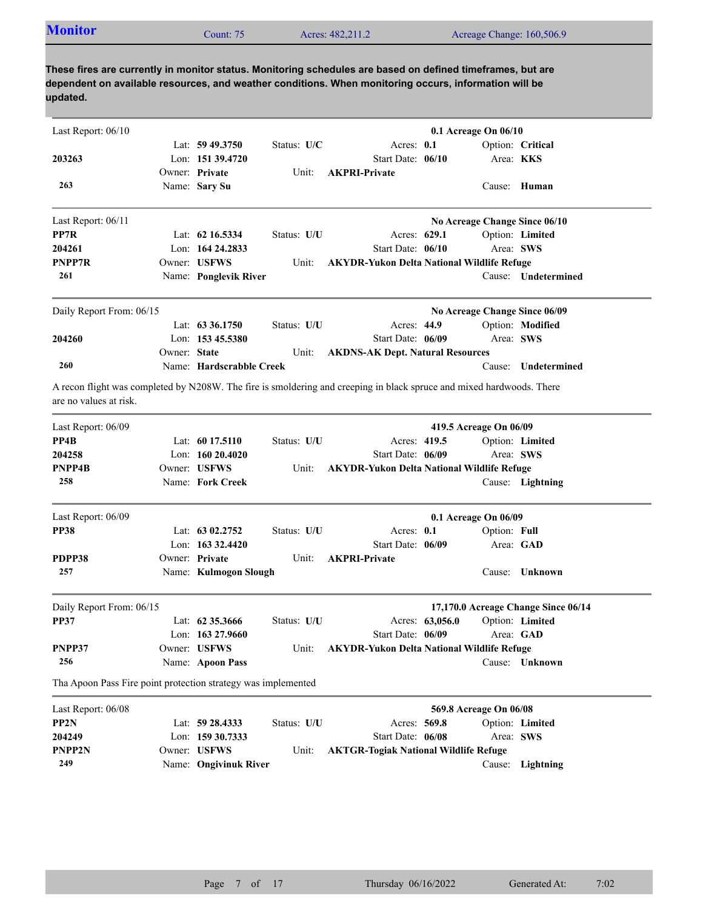## Monitor

Count: 75 | Acres: 482,211.2 | Acreage Change: 160,506.9

**These fires are currently in monitor status. Monitoring schedules are based on defined timeframes, but are dependent on available resources, and weather conditions. When monitoring occurs, information will be updated.**

---

Last Report: 06/10 — **0.1 Acreage On 06/10**

| | | | | |
|---|---|---|---|---|
| | Lat: **59 49.3750** | Status: **U/C** | Acres: **0.1** | Option: **Critical** |
| **203263** | Lon: **151 39.4720** | | Start Date: **06/10** | Area: **KKS** |
| | Owner: **Private** | Unit: **AKPRI-Private** | | |
| **263** | Name: **Sary Su** | | | Cause: **Human** |

---

Last Report: 06/11 — **No Acreage Change Since 06/10**

| | | | | |
|---|---|---|---|---|
| **PP7R** | Lat: **62 16.5334** | Status: **U/U** | Acres: **629.1** | Option: **Limited** |
| **204261** | Lon: **164 24.2833** | | Start Date: **06/10** | Area: **SWS** |
| **PNPP7R** | Owner: **USFWS** | Unit: **AKYDR-Yukon Delta National Wildlife Refuge** | | |
| **261** | Name: **Ponglevik River** | | | Cause: **Undetermined** |

---

Daily Report From: 06/15 — **No Acreage Change Since 06/09**

| | | | | |
|---|---|---|---|---|
| | Lat: **63 36.1750** | Status: **U/U** | Acres: **44.9** | Option: **Modified** |
| **204260** | Lon: **153 45.5380** | | Start Date: **06/09** | Area: **SWS** |
| | Owner: **State** | Unit: **AKDNS-AK Dept. Natural Resources** | | |
| **260** | Name: **Hardscrabble Creek** | | | Cause: **Undetermined** |

A recon flight was completed by N208W. The fire is smoldering and creeping in black spruce and mixed hardwoods. There are no values at risk.

---

Last Report: 06/09 — **419.5 Acreage On 06/09**

| | | | | |
|---|---|---|---|---|
| **PP4B** | Lat: **60 17.5110** | Status: **U/U** | Acres: **419.5** | Option: **Limited** |
| **204258** | Lon: **160 20.4020** | | Start Date: **06/09** | Area: **SWS** |
| **PNPP4B** | Owner: **USFWS** | Unit: **AKYDR-Yukon Delta National Wildlife Refuge** | | |
| **258** | Name: **Fork Creek** | | | Cause: **Lightning** |

---

Last Report: 06/09 — **0.1 Acreage On 06/09**

| | | | | |
|---|---|---|---|---|
| **PP38** | Lat: **63 02.2752** | Status: **U/U** | Acres: **0.1** | Option: **Full** |
| | Lon: **163 32.4420** | | Start Date: **06/09** | Area: **GAD** |
| **PDPP38** | Owner: **Private** | Unit: **AKPRI-Private** | | |
| **257** | Name: **Kulmogon Slough** | | | Cause: **Unknown** |

---

Daily Report From: 06/15 — **17,170.0 Acreage Change Since 06/14**

| | | | | |
|---|---|---|---|---|
| **PP37** | Lat: **62 35.3666** | Status: **U/U** | Acres: **63,056.0** | Option: **Limited** |
| | Lon: **163 27.9660** | | Start Date: **06/09** | Area: **GAD** |
| **PNPP37** | Owner: **USFWS** | Unit: **AKYDR-Yukon Delta National Wildlife Refuge** | | |
| **256** | Name: **Apoon Pass** | | | Cause: **Unknown** |

Tha Apoon Pass Fire point protection strategy was implemented

---

Last Report: 06/08 — **569.8 Acreage On 06/08**

| | | | | |
|---|---|---|---|---|
| **PP2N** | Lat: **59 28.4333** | Status: **U/U** | Acres: **569.8** | Option: **Limited** |
| **204249** | Lon: **159 30.7333** | | Start Date: **06/08** | Area: **SWS** |
| **PNPP2N** | Owner: **USFWS** | Unit: **AKTGR-Togiak National Wildlife Refuge** | | |
| **249** | Name: **Ongivinuk River** | | | Cause: **Lightning** |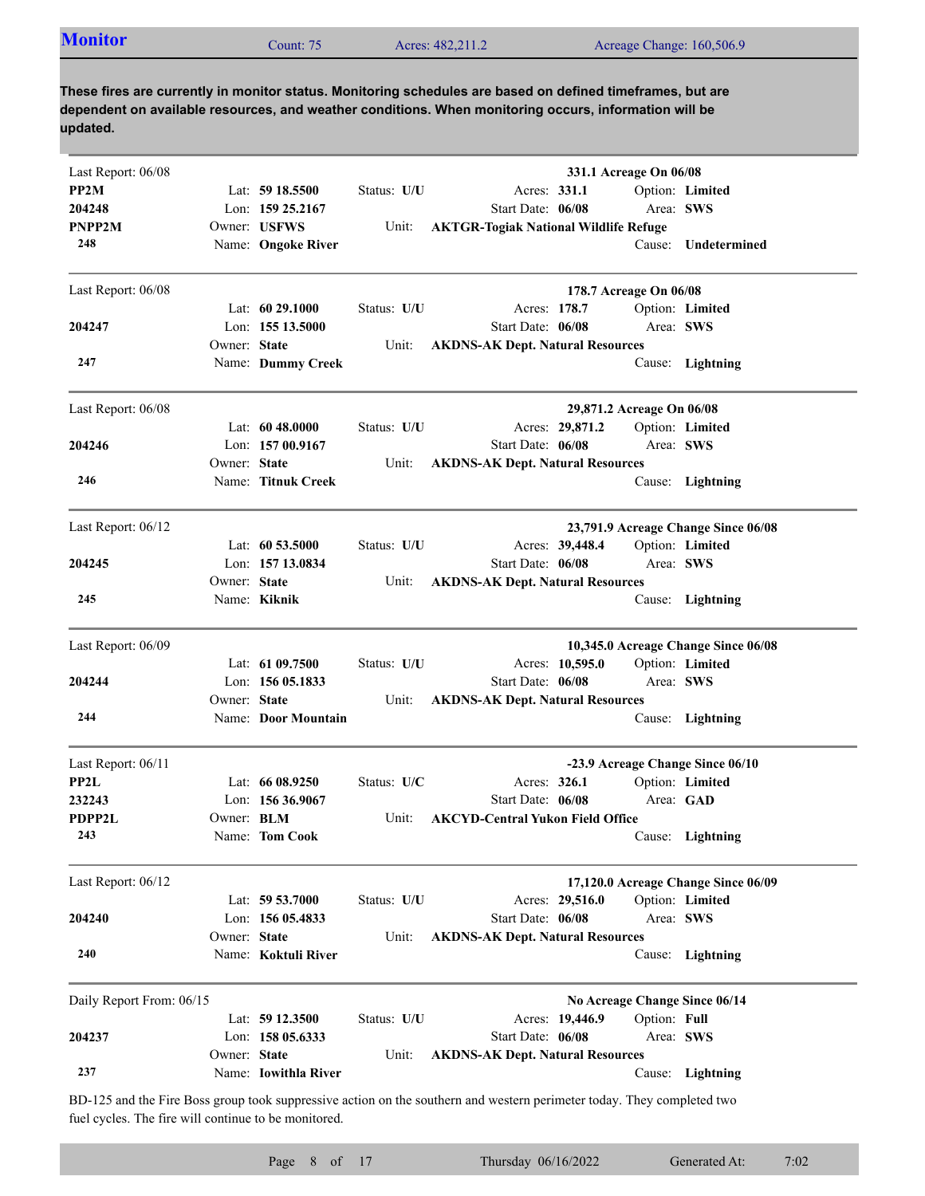## Monitor

Count: 75 | Acres: 482,211.2 | Acreage Change: 160,506.9

**These fires are currently in monitor status. Monitoring schedules are based on defined timeframes, but are dependent on available resources, and weather conditions. When monitoring occurs, information will be updated.**

---

Last Report: 06/08 — **331.1 Acreage On 06/08**

**PP2M**
**204248**
**PNPP2M**
**248**

Lat: **59 18.5500** | Lon: **159 25.2167** | Owner: **USFWS** | Name: **Ongoke River**
Status: **U/U** | Acres: **331.1** | Start Date: **06/08** | Option: **Limited** | Area: **SWS**
Unit: **AKTGR-Togiak National Wildlife Refuge**
Cause: **Undetermined**

---

Last Report: 06/08 — **178.7 Acreage On 06/08**

**204247**
**247**

Lat: **60 29.1000** | Lon: **155 13.5000** | Owner: **State** | Name: **Dummy Creek**
Status: **U/U** | Acres: **178.7** | Start Date: **06/08** | Option: **Limited** | Area: **SWS**
Unit: **AKDNS-AK Dept. Natural Resources**
Cause: **Lightning**

---

Last Report: 06/08 — **29,871.2 Acreage On 06/08**

**204246**
**246**

Lat: **60 48.0000** | Lon: **157 00.9167** | Owner: **State** | Name: **Titnuk Creek**
Status: **U/U** | Acres: **29,871.2** | Start Date: **06/08** | Option: **Limited** | Area: **SWS**
Unit: **AKDNS-AK Dept. Natural Resources**
Cause: **Lightning**

---

Last Report: 06/12 — **23,791.9 Acreage Change Since 06/08**

**204245**
**245**

Lat: **60 53.5000** | Lon: **157 13.0834** | Owner: **State** | Name: **Kiknik**
Status: **U/U** | Acres: **39,448.4** | Start Date: **06/08** | Option: **Limited** | Area: **SWS**
Unit: **AKDNS-AK Dept. Natural Resources**
Cause: **Lightning**

---

Last Report: 06/09 — **10,345.0 Acreage Change Since 06/08**

**204244**
**244**

Lat: **61 09.7500** | Lon: **156 05.1833** | Owner: **State** | Name: **Door Mountain**
Status: **U/U** | Acres: **10,595.0** | Start Date: **06/08** | Option: **Limited** | Area: **SWS**
Unit: **AKDNS-AK Dept. Natural Resources**
Cause: **Lightning**

---

Last Report: 06/11 — **-23.9 Acreage Change Since 06/10**

**PP2L**
**232243**
**PDPP2L**
**243**

Lat: **66 08.9250** | Lon: **156 36.9067** | Owner: **BLM** | Name: **Tom Cook**
Status: **U/C** | Acres: **326.1** | Start Date: **06/08** | Option: **Limited** | Area: **GAD**
Unit: **AKCYD-Central Yukon Field Office**
Cause: **Lightning**

---

Last Report: 06/12 — **17,120.0 Acreage Change Since 06/09**

**204240**
**240**

Lat: **59 53.7000** | Lon: **156 05.4833** | Owner: **State** | Name: **Koktuli River**
Status: **U/U** | Acres: **29,516.0** | Start Date: **06/08** | Option: **Limited** | Area: **SWS**
Unit: **AKDNS-AK Dept. Natural Resources**
Cause: **Lightning**

---

Daily Report From: 06/15 — **No Acreage Change Since 06/14**

**204237**
**237**

Lat: **59 12.3500** | Lon: **158 05.6333** | Owner: **State** | Name: **Iowithla River**
Status: **U/U** | Acres: **19,446.9** | Start Date: **06/08** | Option: **Full** | Area: **SWS**
Unit: **AKDNS-AK Dept. Natural Resources**
Cause: **Lightning**

BD-125 and the Fire Boss group took suppressive action on the southern and western perimeter today. They completed two fuel cycles. The fire will continue to be monitored.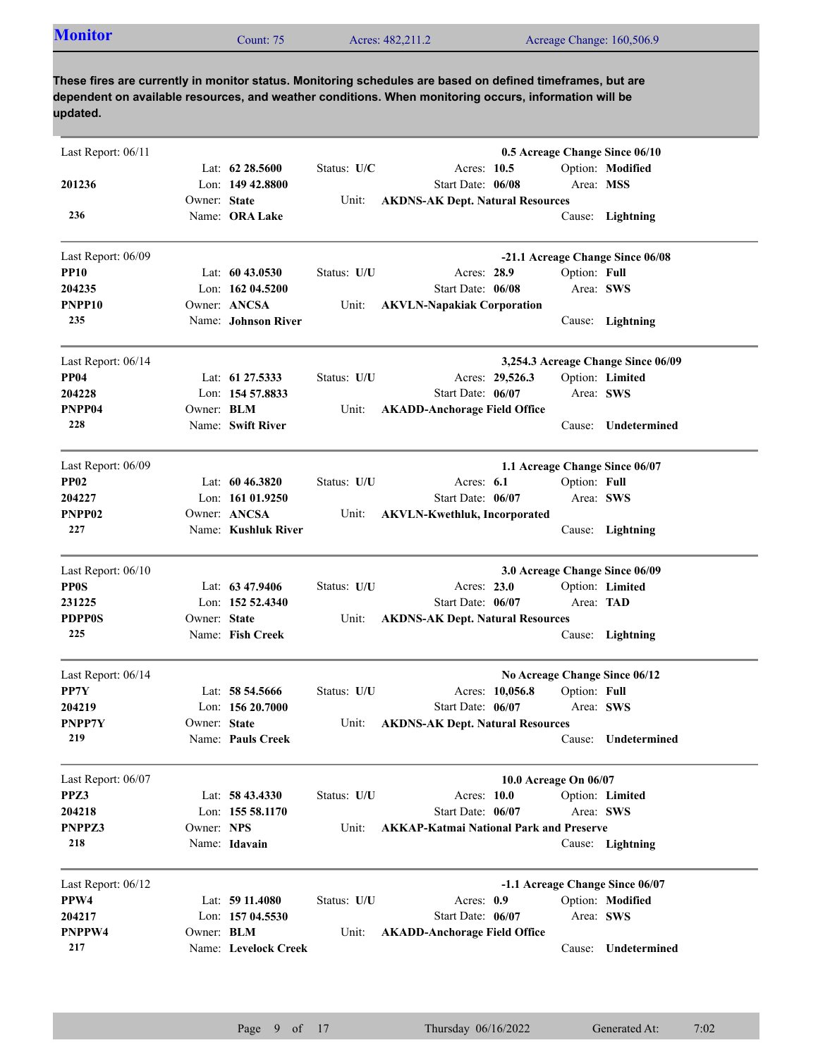## Monitor

Count: 75 | Acres: 482,211.2 | Acreage Change: 160,506.9

**These fires are currently in monitor status. Monitoring schedules are based on defined timeframes, but are dependent on available resources, and weather conditions. When monitoring occurs, information will be updated.**

---

Last Report: 06/11 | **0.5 Acreage Change Since 06/10**

| | | | | |
|---|---|---|---|---|
| | Lat: **62 28.5600** | Status: **U/C** | Acres: **10.5** | Option: **Modified** |
| **201236** | Lon: **149 42.8800** | | Start Date: **06/08** | Area: **MSS** |
| | Owner: **State** | Unit: **AKDNS-AK Dept. Natural Resources** | | |
| **236** | Name: **ORA Lake** | | | Cause: **Lightning** |

---

Last Report: 06/09 | **-21.1 Acreage Change Since 06/08**

| | | | | |
|---|---|---|---|---|
| **PP10** | Lat: **60 43.0530** | Status: **U/U** | Acres: **28.9** | Option: **Full** |
| **204235** | Lon: **162 04.5200** | | Start Date: **06/08** | Area: **SWS** |
| **PNPP10** | Owner: **ANCSA** | Unit: **AKVLN-Napakiak Corporation** | | |
| **235** | Name: **Johnson River** | | | Cause: **Lightning** |

---

Last Report: 06/14 | **3,254.3 Acreage Change Since 06/09**

| | | | | |
|---|---|---|---|---|
| **PP04** | Lat: **61 27.5333** | Status: **U/U** | Acres: **29,526.3** | Option: **Limited** |
| **204228** | Lon: **154 57.8833** | | Start Date: **06/07** | Area: **SWS** |
| **PNPP04** | Owner: **BLM** | Unit: **AKADD-Anchorage Field Office** | | |
| **228** | Name: **Swift River** | | | Cause: **Undetermined** |

---

Last Report: 06/09 | **1.1 Acreage Change Since 06/07**

| | | | | |
|---|---|---|---|---|
| **PP02** | Lat: **60 46.3820** | Status: **U/U** | Acres: **6.1** | Option: **Full** |
| **204227** | Lon: **161 01.9250** | | Start Date: **06/07** | Area: **SWS** |
| **PNPP02** | Owner: **ANCSA** | Unit: **AKVLN-Kwethluk, Incorporated** | | |
| **227** | Name: **Kushluk River** | | | Cause: **Lightning** |

---

Last Report: 06/10 | **3.0 Acreage Change Since 06/09**

| | | | | |
|---|---|---|---|---|
| **PP0S** | Lat: **63 47.9406** | Status: **U/U** | Acres: **23.0** | Option: **Limited** |
| **231225** | Lon: **152 52.4340** | | Start Date: **06/07** | Area: **TAD** |
| **PDPP0S** | Owner: **State** | Unit: **AKDNS-AK Dept. Natural Resources** | | |
| **225** | Name: **Fish Creek** | | | Cause: **Lightning** |

---

Last Report: 06/14 | **No Acreage Change Since 06/12**

| | | | | |
|---|---|---|---|---|
| **PP7Y** | Lat: **58 54.5666** | Status: **U/U** | Acres: **10,056.8** | Option: **Full** |
| **204219** | Lon: **156 20.7000** | | Start Date: **06/07** | Area: **SWS** |
| **PNPP7Y** | Owner: **State** | Unit: **AKDNS-AK Dept. Natural Resources** | | |
| **219** | Name: **Pauls Creek** | | | Cause: **Undetermined** |

---

Last Report: 06/07 | **10.0 Acreage On 06/07**

| | | | | |
|---|---|---|---|---|
| **PPZ3** | Lat: **58 43.4330** | Status: **U/U** | Acres: **10.0** | Option: **Limited** |
| **204218** | Lon: **155 58.1170** | | Start Date: **06/07** | Area: **SWS** |
| **PNPPZ3** | Owner: **NPS** | Unit: **AKKAP-Katmai National Park and Preserve** | | |
| **218** | Name: **Idavain** | | | Cause: **Lightning** |

---

Last Report: 06/12 | **-1.1 Acreage Change Since 06/07**

| | | | | |
|---|---|---|---|---|
| **PPW4** | Lat: **59 11.4080** | Status: **U/U** | Acres: **0.9** | Option: **Modified** |
| **204217** | Lon: **157 04.5530** | | Start Date: **06/07** | Area: **SWS** |
| **PNPPW4** | Owner: **BLM** | Unit: **AKADD-Anchorage Field Office** | | |
| **217** | Name: **Levelock Creek** | | | Cause: **Undetermined** |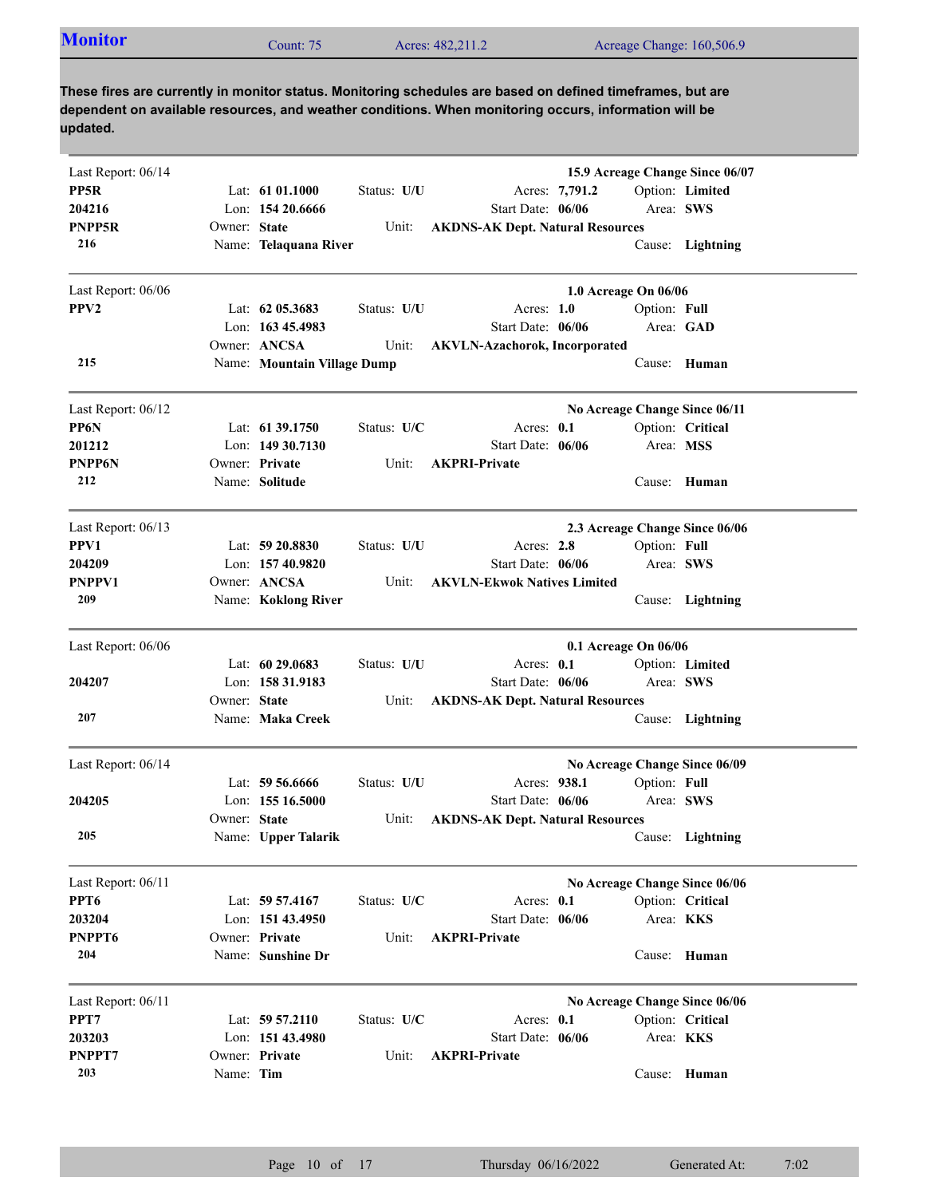## Monitor

Count: 75 | Acres: 482,211.2 | Acreage Change: 160,506.9

**These fires are currently in monitor status. Monitoring schedules are based on defined timeframes, but are dependent on available resources, and weather conditions. When monitoring occurs, information will be updated.**

---

Last Report: 06/14 — **15.9 Acreage Change Since 06/07**

| | | | | |
|---|---|---|---|---|
| **PP5R** | Lat: **61 01.1000** | Status: **U/U** | Acres: **7,791.2** | Option: **Limited** |
| **204216** | Lon: **154 20.6666** | | Start Date: **06/06** | Area: **SWS** |
| **PNPP5R** | Owner: **State** | Unit: | **AKDNS-AK Dept. Natural Resources** | |
| **216** | Name: **Telaquana River** | | | Cause: **Lightning** |

---

Last Report: 06/06 — **1.0 Acreage On 06/06**

| | | | | |
|---|---|---|---|---|
| **PPV2** | Lat: **62 05.3683** | Status: **U/U** | Acres: **1.0** | Option: **Full** |
| | Lon: **163 45.4983** | | Start Date: **06/06** | Area: **GAD** |
| | Owner: **ANCSA** | Unit: | **AKVLN-Azachorok, Incorporated** | |
| **215** | Name: **Mountain Village Dump** | | | Cause: **Human** |

---

Last Report: 06/12 — **No Acreage Change Since 06/11**

| | | | | |
|---|---|---|---|---|
| **PP6N** | Lat: **61 39.1750** | Status: **U/C** | Acres: **0.1** | Option: **Critical** |
| **201212** | Lon: **149 30.7130** | | Start Date: **06/06** | Area: **MSS** |
| **PNPP6N** | Owner: **Private** | Unit: | **AKPRI-Private** | |
| **212** | Name: **Solitude** | | | Cause: **Human** |

---

Last Report: 06/13 — **2.3 Acreage Change Since 06/06**

| | | | | |
|---|---|---|---|---|
| **PPV1** | Lat: **59 20.8830** | Status: **U/U** | Acres: **2.8** | Option: **Full** |
| **204209** | Lon: **157 40.9820** | | Start Date: **06/06** | Area: **SWS** |
| **PNPPV1** | Owner: **ANCSA** | Unit: | **AKVLN-Ekwok Natives Limited** | |
| **209** | Name: **Koklong River** | | | Cause: **Lightning** |

---

Last Report: 06/06 — **0.1 Acreage On 06/06**

| | | | | |
|---|---|---|---|---|
| | Lat: **60 29.0683** | Status: **U/U** | Acres: **0.1** | Option: **Limited** |
| **204207** | Lon: **158 31.9183** | | Start Date: **06/06** | Area: **SWS** |
| | Owner: **State** | Unit: | **AKDNS-AK Dept. Natural Resources** | |
| **207** | Name: **Maka Creek** | | | Cause: **Lightning** |

---

Last Report: 06/14 — **No Acreage Change Since 06/09**

| | | | | |
|---|---|---|---|---|
| | Lat: **59 56.6666** | Status: **U/U** | Acres: **938.1** | Option: **Full** |
| **204205** | Lon: **155 16.5000** | | Start Date: **06/06** | Area: **SWS** |
| | Owner: **State** | Unit: | **AKDNS-AK Dept. Natural Resources** | |
| **205** | Name: **Upper Talarik** | | | Cause: **Lightning** |

---

Last Report: 06/11 — **No Acreage Change Since 06/06**

| | | | | |
|---|---|---|---|---|
| **PPT6** | Lat: **59 57.4167** | Status: **U/C** | Acres: **0.1** | Option: **Critical** |
| **203204** | Lon: **151 43.4950** | | Start Date: **06/06** | Area: **KKS** |
| **PNPPT6** | Owner: **Private** | Unit: | **AKPRI-Private** | |
| **204** | Name: **Sunshine Dr** | | | Cause: **Human** |

---

Last Report: 06/11 — **No Acreage Change Since 06/06**

| | | | | |
|---|---|---|---|---|
| **PPT7** | Lat: **59 57.2110** | Status: **U/C** | Acres: **0.1** | Option: **Critical** |
| **203203** | Lon: **151 43.4980** | | Start Date: **06/06** | Area: **KKS** |
| **PNPPT7** | Owner: **Private** | Unit: | **AKPRI-Private** | |
| **203** | Name: **Tim** | | | Cause: **Human** |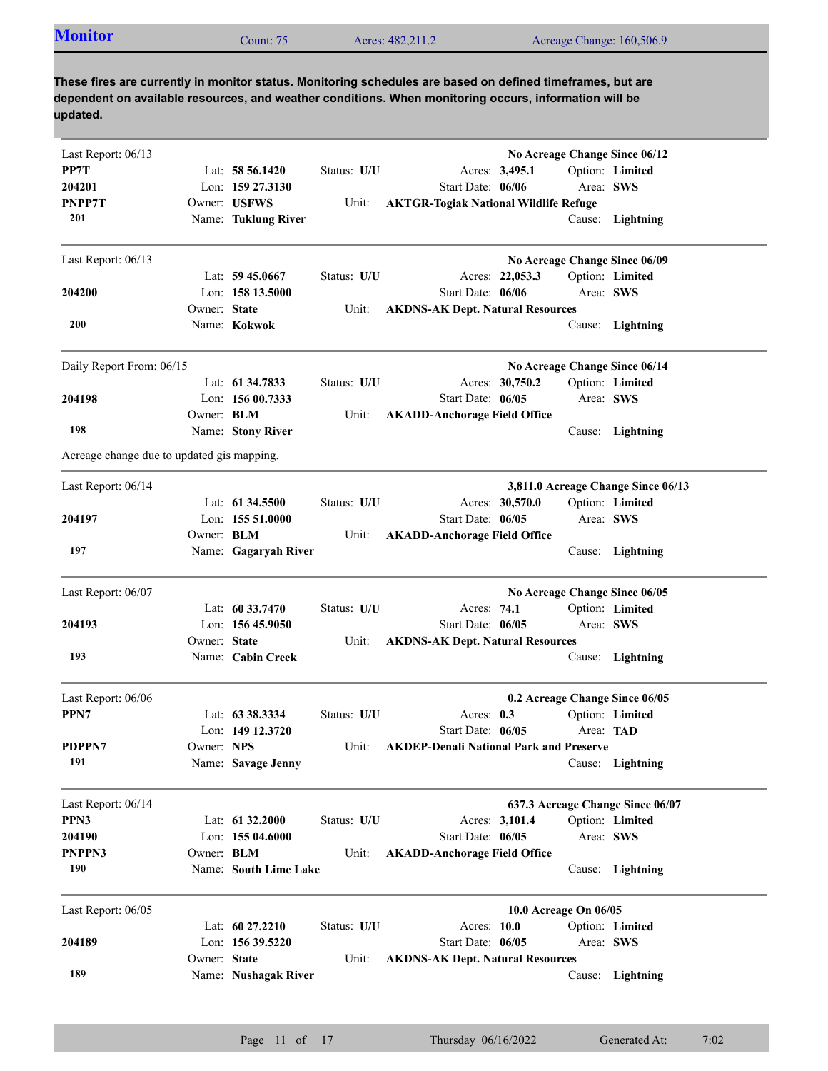## Monitor

Count: 75 | Acres: 482,211.2 | Acreage Change: 160,506.9

**These fires are currently in monitor status. Monitoring schedules are based on defined timeframes, but are dependent on available resources, and weather conditions. When monitoring occurs, information will be updated.**

---

Last Report: 06/13 — **No Acreage Change Since 06/12**

**PP7T**
**204201**
**PNPP7T**
**201**

- Lat: **58 56.1420** | Status: **U/U** | Acres: **3,495.1** | Option: **Limited**
- Lon: **159 27.3130** | Start Date: **06/06** | Area: **SWS**
- Owner: **USFWS** | Unit: **AKTGR-Togiak National Wildlife Refuge**
- Name: **Tuklung River** | Cause: **Lightning**

---

Last Report: 06/13 — **No Acreage Change Since 06/09**

**204200**
**200**

- Lat: **59 45.0667** | Status: **U/U** | Acres: **22,053.3** | Option: **Limited**
- Lon: **158 13.5000** | Start Date: **06/06** | Area: **SWS**
- Owner: **State** | Unit: **AKDNS-AK Dept. Natural Resources**
- Name: **Kokwok** | Cause: **Lightning**

---

Daily Report From: 06/15 — **No Acreage Change Since 06/14**

**204198**
**198**

- Lat: **61 34.7833** | Status: **U/U** | Acres: **30,750.2** | Option: **Limited**
- Lon: **156 00.7333** | Start Date: **06/05** | Area: **SWS**
- Owner: **BLM** | Unit: **AKADD-Anchorage Field Office**
- Name: **Stony River** | Cause: **Lightning**

Acreage change due to updated gis mapping.

---

Last Report: 06/14 — **3,811.0 Acreage Change Since 06/13**

**204197**
**197**

- Lat: **61 34.5500** | Status: **U/U** | Acres: **30,570.0** | Option: **Limited**
- Lon: **155 51.0000** | Start Date: **06/05** | Area: **SWS**
- Owner: **BLM** | Unit: **AKADD-Anchorage Field Office**
- Name: **Gagaryah River** | Cause: **Lightning**

---

Last Report: 06/07 — **No Acreage Change Since 06/05**

**204193**
**193**

- Lat: **60 33.7470** | Status: **U/U** | Acres: **74.1** | Option: **Limited**
- Lon: **156 45.9050** | Start Date: **06/05** | Area: **SWS**
- Owner: **State** | Unit: **AKDNS-AK Dept. Natural Resources**
- Name: **Cabin Creek** | Cause: **Lightning**

---

Last Report: 06/06 — **0.2 Acreage Change Since 06/05**

**PPN7**
**PDPPN7**
**191**

- Lat: **63 38.3334** | Status: **U/U** | Acres: **0.3** | Option: **Limited**
- Lon: **149 12.3720** | Start Date: **06/05** | Area: **TAD**
- Owner: **NPS** | Unit: **AKDEP-Denali National Park and Preserve**
- Name: **Savage Jenny** | Cause: **Lightning**

---

Last Report: 06/14 — **637.3 Acreage Change Since 06/07**

**PPN3**
**204190**
**PNPPN3**
**190**

- Lat: **61 32.2000** | Status: **U/U** | Acres: **3,101.4** | Option: **Limited**
- Lon: **155 04.6000** | Start Date: **06/05** | Area: **SWS**
- Owner: **BLM** | Unit: **AKADD-Anchorage Field Office**
- Name: **South Lime Lake** | Cause: **Lightning**

---

Last Report: 06/05 — **10.0 Acreage On 06/05**

**204189**
**189**

- Lat: **60 27.2210** | Status: **U/U** | Acres: **10.0** | Option: **Limited**
- Lon: **156 39.5220** | Start Date: **06/05** | Area: **SWS**
- Owner: **State** | Unit: **AKDNS-AK Dept. Natural Resources**
- Name: **Nushagak River** | Cause: **Lightning**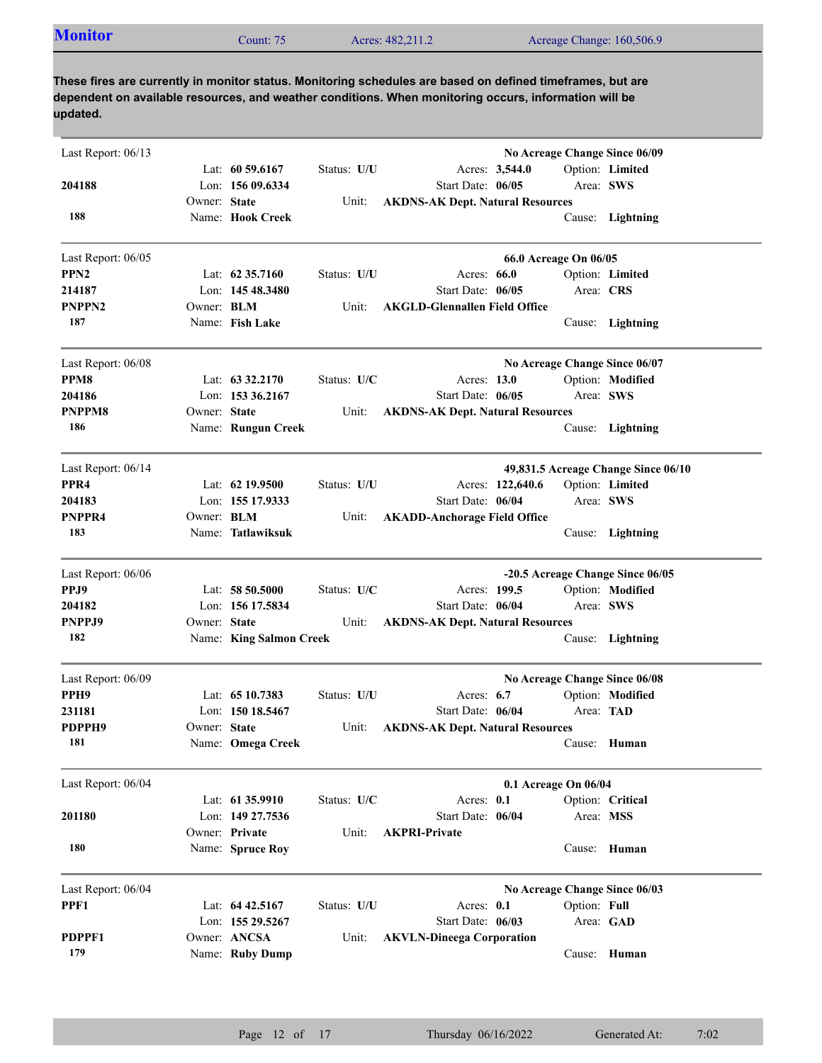## Monitor

Count: 75 | Acres: 482,211.2 | Acreage Change: 160,506.9

**These fires are currently in monitor status. Monitoring schedules are based on defined timeframes, but are dependent on available resources, and weather conditions. When monitoring occurs, information will be updated.**

---

Last Report: 06/13 | **No Acreage Change Since 06/09**

| | | | | |
|---|---|---|---|---|
| | Lat: **60 59.6167** | Status: **U/U** | Acres: **3,544.0** | Option: **Limited** |
| **204188** | Lon: **156 09.6334** | | Start Date: **06/05** | Area: **SWS** |
| | Owner: **State** | Unit: | **AKDNS-AK Dept. Natural Resources** | |
| **188** | Name: **Hook Creek** | | | Cause: **Lightning** |

---

Last Report: 06/05 | **66.0 Acreage On 06/05**

| | | | | |
|---|---|---|---|---|
| **PPN2** | Lat: **62 35.7160** | Status: **U/U** | Acres: **66.0** | Option: **Limited** |
| **214187** | Lon: **145 48.3480** | | Start Date: **06/05** | Area: **CRS** |
| **PNPPN2** | Owner: **BLM** | Unit: | **AKGLD-Glennallen Field Office** | |
| **187** | Name: **Fish Lake** | | | Cause: **Lightning** |

---

Last Report: 06/08 | **No Acreage Change Since 06/07**

| | | | | |
|---|---|---|---|---|
| **PPM8** | Lat: **63 32.2170** | Status: **U/C** | Acres: **13.0** | Option: **Modified** |
| **204186** | Lon: **153 36.2167** | | Start Date: **06/05** | Area: **SWS** |
| **PNPPM8** | Owner: **State** | Unit: | **AKDNS-AK Dept. Natural Resources** | |
| **186** | Name: **Rungun Creek** | | | Cause: **Lightning** |

---

Last Report: 06/14 | **49,831.5 Acreage Change Since 06/10**

| | | | | |
|---|---|---|---|---|
| **PPR4** | Lat: **62 19.9500** | Status: **U/U** | Acres: **122,640.6** | Option: **Limited** |
| **204183** | Lon: **155 17.9333** | | Start Date: **06/04** | Area: **SWS** |
| **PNPPR4** | Owner: **BLM** | Unit: | **AKADD-Anchorage Field Office** | |
| **183** | Name: **Tatlawiksuk** | | | Cause: **Lightning** |

---

Last Report: 06/06 | **-20.5 Acreage Change Since 06/05**

| | | | | |
|---|---|---|---|---|
| **PPJ9** | Lat: **58 50.5000** | Status: **U/C** | Acres: **199.5** | Option: **Modified** |
| **204182** | Lon: **156 17.5834** | | Start Date: **06/04** | Area: **SWS** |
| **PNPPJ9** | Owner: **State** | Unit: | **AKDNS-AK Dept. Natural Resources** | |
| **182** | Name: **King Salmon Creek** | | | Cause: **Lightning** |

---

Last Report: 06/09 | **No Acreage Change Since 06/08**

| | | | | |
|---|---|---|---|---|
| **PPH9** | Lat: **65 10.7383** | Status: **U/U** | Acres: **6.7** | Option: **Modified** |
| **231181** | Lon: **150 18.5467** | | Start Date: **06/04** | Area: **TAD** |
| **PDPPH9** | Owner: **State** | Unit: | **AKDNS-AK Dept. Natural Resources** | |
| **181** | Name: **Omega Creek** | | | Cause: **Human** |

---

Last Report: 06/04 | **0.1 Acreage On 06/04**

| | | | | |
|---|---|---|---|---|
| | Lat: **61 35.9910** | Status: **U/C** | Acres: **0.1** | Option: **Critical** |
| **201180** | Lon: **149 27.7536** | | Start Date: **06/04** | Area: **MSS** |
| | Owner: **Private** | Unit: | **AKPRI-Private** | |
| **180** | Name: **Spruce Roy** | | | Cause: **Human** |

---

Last Report: 06/04 | **No Acreage Change Since 06/03**

| | | | | |
|---|---|---|---|---|
| **PPF1** | Lat: **64 42.5167** | Status: **U/U** | Acres: **0.1** | Option: **Full** |
| | Lon: **155 29.5267** | | Start Date: **06/03** | Area: **GAD** |
| **PDPPF1** | Owner: **ANCSA** | Unit: | **AKVLN-Dineega Corporation** | |
| **179** | Name: **Ruby Dump** | | | Cause: **Human** |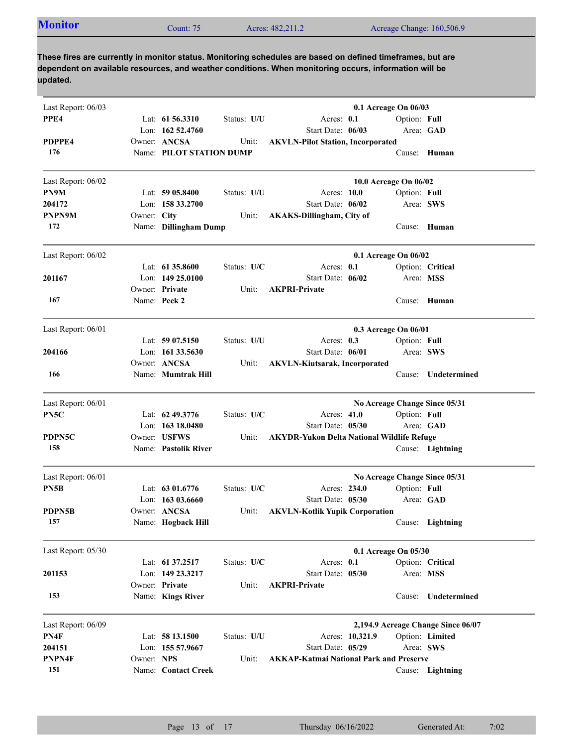## Monitor

Count: 75 Acres: 482,211.2 Acreage Change: 160,506.9

**These fires are currently in monitor status. Monitoring schedules are based on defined timeframes, but are dependent on available resources, and weather conditions. When monitoring occurs, information will be updated.**

---

Last Report: 06/03 — **0.1 Acreage On 06/03**

**PPE4** | Lat: **61 56.3310** | Status: **U/U** | Acres: **0.1** | Option: **Full**
Lon: **162 52.4760** | Start Date: **06/03** | Area: **GAD**
**PDPPE4** | Owner: **ANCSA** | Unit: **AKVLN-Pilot Station, Incorporated**
**176** | Name: **PILOT STATION DUMP** | Cause: **Human**

---

Last Report: 06/02 — **10.0 Acreage On 06/02**

**PN9M** | Lat: **59 05.8400** | Status: **U/U** | Acres: **10.0** | Option: **Full**
**204172** | Lon: **158 33.2700** | Start Date: **06/02** | Area: **SWS**
**PNPN9M** | Owner: **City** | Unit: **AKAKS-Dillingham, City of**
**172** | Name: **Dillingham Dump** | Cause: **Human**

---

Last Report: 06/02 — **0.1 Acreage On 06/02**

Lat: **61 35.8600** | Status: **U/C** | Acres: **0.1** | Option: **Critical**
**201167** | Lon: **149 25.0100** | Start Date: **06/02** | Area: **MSS**
Owner: **Private** | Unit: **AKPRI-Private**
**167** | Name: **Peck 2** | Cause: **Human**

---

Last Report: 06/01 — **0.3 Acreage On 06/01**

Lat: **59 07.5150** | Status: **U/U** | Acres: **0.3** | Option: **Full**
**204166** | Lon: **161 33.5630** | Start Date: **06/01** | Area: **SWS**
Owner: **ANCSA** | Unit: **AKVLN-Kiutsarak, Incorporated**
**166** | Name: **Mumtrak Hill** | Cause: **Undetermined**

---

Last Report: 06/01 — **No Acreage Change Since 05/31**

**PN5C** | Lat: **62 49.3776** | Status: **U/C** | Acres: **41.0** | Option: **Full**
Lon: **163 18.0480** | Start Date: **05/30** | Area: **GAD**
**PDPN5C** | Owner: **USFWS** | Unit: **AKYDR-Yukon Delta National Wildlife Refuge**
**158** | Name: **Pastolik River** | Cause: **Lightning**

---

Last Report: 06/01 — **No Acreage Change Since 05/31**

**PN5B** | Lat: **63 01.6776** | Status: **U/C** | Acres: **234.0** | Option: **Full**
Lon: **163 03.6660** | Start Date: **05/30** | Area: **GAD**
**PDPN5B** | Owner: **ANCSA** | Unit: **AKVLN-Kotlik Yupik Corporation**
**157** | Name: **Hogback Hill** | Cause: **Lightning**

---

Last Report: 05/30 — **0.1 Acreage On 05/30**

Lat: **61 37.2517** | Status: **U/C** | Acres: **0.1** | Option: **Critical**
**201153** | Lon: **149 23.3217** | Start Date: **05/30** | Area: **MSS**
Owner: **Private** | Unit: **AKPRI-Private**
**153** | Name: **Kings River** | Cause: **Undetermined**

---

Last Report: 06/09 — **2,194.9 Acreage Change Since 06/07**

**PN4F** | Lat: **58 13.1500** | Status: **U/U** | Acres: **10,321.9** | Option: **Limited**
**204151** | Lon: **155 57.9667** | Start Date: **05/29** | Area: **SWS**
**PNPN4F** | Owner: **NPS** | Unit: **AKKAP-Katmai National Park and Preserve**
**151** | Name: **Contact Creek** | Cause: **Lightning**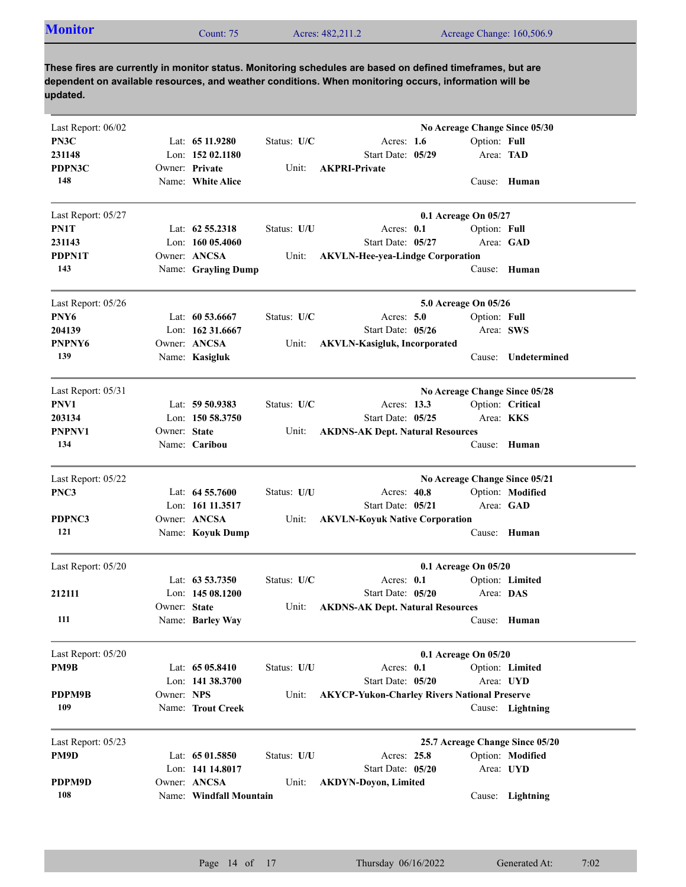## Monitor

Count: 75 | Acres: 482,211.2 | Acreage Change: 160,506.9

**These fires are currently in monitor status. Monitoring schedules are based on defined timeframes, but are dependent on available resources, and weather conditions. When monitoring occurs, information will be updated.**

---

Last Report: 06/02 — **No Acreage Change Since 05/30**

| | | | |
|---|---|---|---|
| **PN3C** | Lat: **65 11.9280** | Status: **U/C** | Acres: **1.6** | 
| **231148** | Lon: **152 02.1180** | Start Date: **05/29** | Option: **Full** |
| **PDPN3C** | Owner: **Private** | Unit: **AKPRI-Private** | Area: **TAD** |
| **148** | Name: **White Alice** | | Cause: **Human** |

---

Last Report: 05/27 — **0.1 Acreage On 05/27**

| | | | |
|---|---|---|---|
| **PN1T** | Lat: **62 55.2318** | Status: **U/U** | Acres: **0.1** |
| **231143** | Lon: **160 05.4060** | Start Date: **05/27** | Option: **Full** |
| **PDPN1T** | Owner: **ANCSA** | Unit: **AKVLN-Hee-yea-Lindge Corporation** | Area: **GAD** |
| **143** | Name: **Grayling Dump** | | Cause: **Human** |

---

Last Report: 05/26 — **5.0 Acreage On 05/26**

| | | | |
|---|---|---|---|
| **PNY6** | Lat: **60 53.6667** | Status: **U/C** | Acres: **5.0** |
| **204139** | Lon: **162 31.6667** | Start Date: **05/26** | Option: **Full** |
| **PNPNY6** | Owner: **ANCSA** | Unit: **AKVLN-Kasigluk, Incorporated** | Area: **SWS** |
| **139** | Name: **Kasigluk** | | Cause: **Undetermined** |

---

Last Report: 05/31 — **No Acreage Change Since 05/28**

| | | | |
|---|---|---|---|
| **PNV1** | Lat: **59 50.9383** | Status: **U/C** | Acres: **13.3** |
| **203134** | Lon: **150 58.3750** | Start Date: **05/25** | Option: **Critical** |
| **PNPNV1** | Owner: **State** | Unit: **AKDNS-AK Dept. Natural Resources** | Area: **KKS** |
| **134** | Name: **Caribou** | | Cause: **Human** |

---

Last Report: 05/22 — **No Acreage Change Since 05/21**

| | | | |
|---|---|---|---|
| **PNC3** | Lat: **64 55.7600** | Status: **U/U** | Acres: **40.8** |
| | Lon: **161 11.3517** | Start Date: **05/21** | Option: **Modified** |
| **PDPNC3** | Owner: **ANCSA** | Unit: **AKVLN-Koyuk Native Corporation** | Area: **GAD** |
| **121** | Name: **Koyuk Dump** | | Cause: **Human** |

---

Last Report: 05/20 — **0.1 Acreage On 05/20**

| | | | |
|---|---|---|---|
| | Lat: **63 53.7350** | Status: **U/C** | Acres: **0.1** |
| **212111** | Lon: **145 08.1200** | Start Date: **05/20** | Option: **Limited** |
| | Owner: **State** | Unit: **AKDNS-AK Dept. Natural Resources** | Area: **DAS** |
| **111** | Name: **Barley Way** | | Cause: **Human** |

---

Last Report: 05/20 — **0.1 Acreage On 05/20**

| | | | |
|---|---|---|---|
| **PM9B** | Lat: **65 05.8410** | Status: **U/U** | Acres: **0.1** |
| | Lon: **141 38.3700** | Start Date: **05/20** | Option: **Limited** |
| **PDPM9B** | Owner: **NPS** | Unit: **AKYCP-Yukon-Charley Rivers National Preserve** | Area: **UYD** |
| **109** | Name: **Trout Creek** | | Cause: **Lightning** |

---

Last Report: 05/23 — **25.7 Acreage Change Since 05/20**

| | | | |
|---|---|---|---|
| **PM9D** | Lat: **65 01.5850** | Status: **U/U** | Acres: **25.8** |
| | Lon: **141 14.8017** | Start Date: **05/20** | Option: **Modified** |
| **PDPM9D** | Owner: **ANCSA** | Unit: **AKDYN-Doyon, Limited** | Area: **UYD** |
| **108** | Name: **Windfall Mountain** | | Cause: **Lightning** |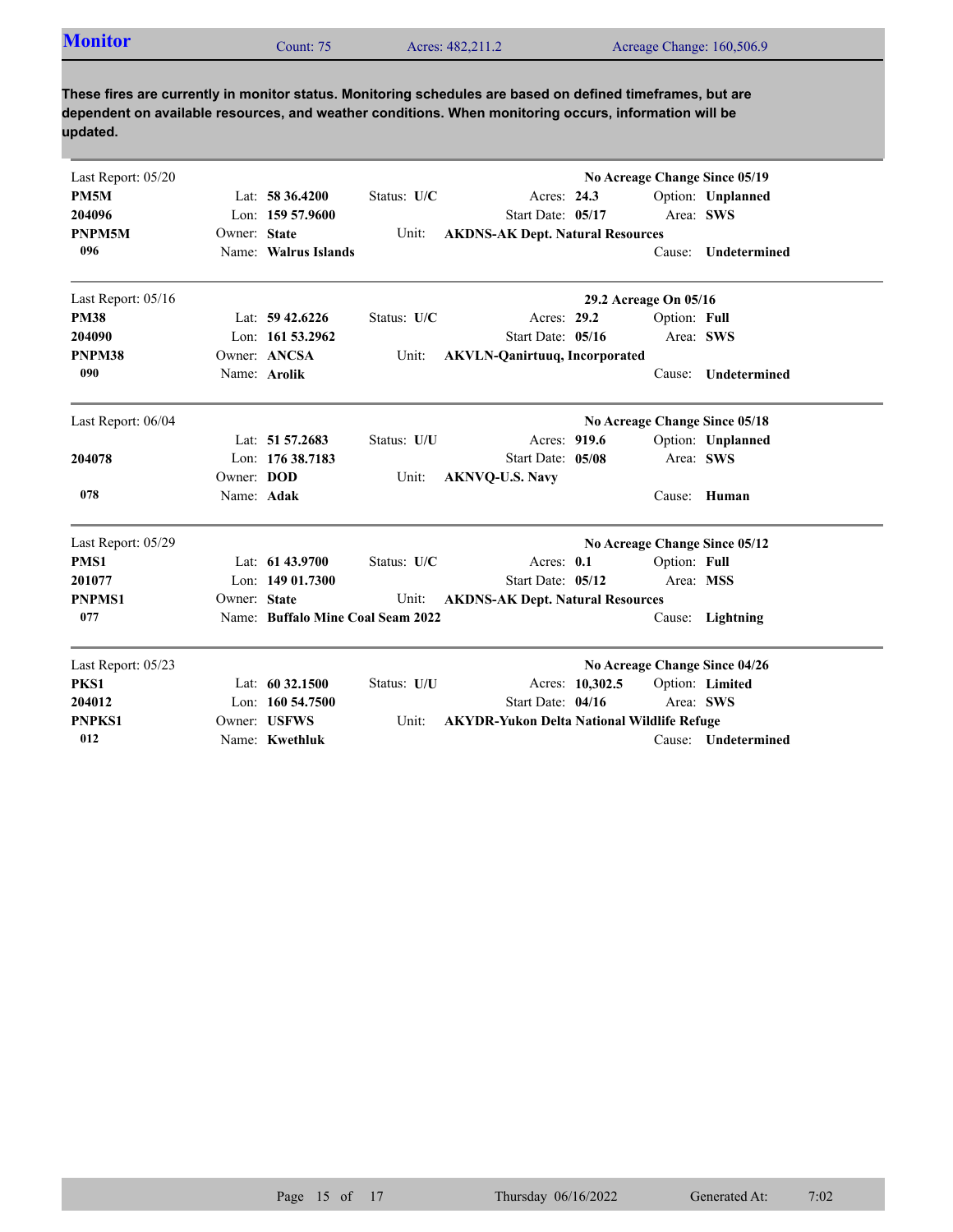## Monitor

Count: 75 | Acres: 482,211.2 | Acreage Change: 160,506.9

**These fires are currently in monitor status. Monitoring schedules are based on defined timeframes, but are dependent on available resources, and weather conditions. When monitoring occurs, information will be updated.**

---

Last Report: 05/20 — **No Acreage Change Since 05/19**

**PM5M** | Lat: **58 36.4200** | Status: **U/C** | Acres: **24.3** | Option: **Unplanned**
**204096** | Lon: **159 57.9600** | Start Date: **05/17** | Area: **SWS**
**PNPM5M** | Owner: **State** | Unit: **AKDNS-AK Dept. Natural Resources**
**096** | Name: **Walrus Islands** | Cause: **Undetermined**

---

Last Report: 05/16 — **29.2 Acreage On 05/16**

**PM38** | Lat: **59 42.6226** | Status: **U/C** | Acres: **29.2** | Option: **Full**
**204090** | Lon: **161 53.2962** | Start Date: **05/16** | Area: **SWS**
**PNPM38** | Owner: **ANCSA** | Unit: **AKVLN-Qanirtuuq, Incorporated**
**090** | Name: **Arolik** | Cause: **Undetermined**

---

Last Report: 06/04 — **No Acreage Change Since 05/18**

Lat: **51 57.2683** | Status: **U/U** | Acres: **919.6** | Option: **Unplanned**
**204078** | Lon: **176 38.7183** | Start Date: **05/08** | Area: **SWS**
Owner: **DOD** | Unit: **AKNVQ-U.S. Navy**
**078** | Name: **Adak** | Cause: **Human**

---

Last Report: 05/29 — **No Acreage Change Since 05/12**

**PMS1** | Lat: **61 43.9700** | Status: **U/C** | Acres: **0.1** | Option: **Full**
**201077** | Lon: **149 01.7300** | Start Date: **05/12** | Area: **MSS**
**PNPMS1** | Owner: **State** | Unit: **AKDNS-AK Dept. Natural Resources**
**077** | Name: **Buffalo Mine Coal Seam 2022** | Cause: **Lightning**

---

Last Report: 05/23 — **No Acreage Change Since 04/26**

**PKS1** | Lat: **60 32.1500** | Status: **U/U** | Acres: **10,302.5** | Option: **Limited**
**204012** | Lon: **160 54.7500** | Start Date: **04/16** | Area: **SWS**
**PNPKS1** | Owner: **USFWS** | Unit: **AKYDR-Yukon Delta National Wildlife Refuge**
**012** | Name: **Kwethluk** | Cause: **Undetermined**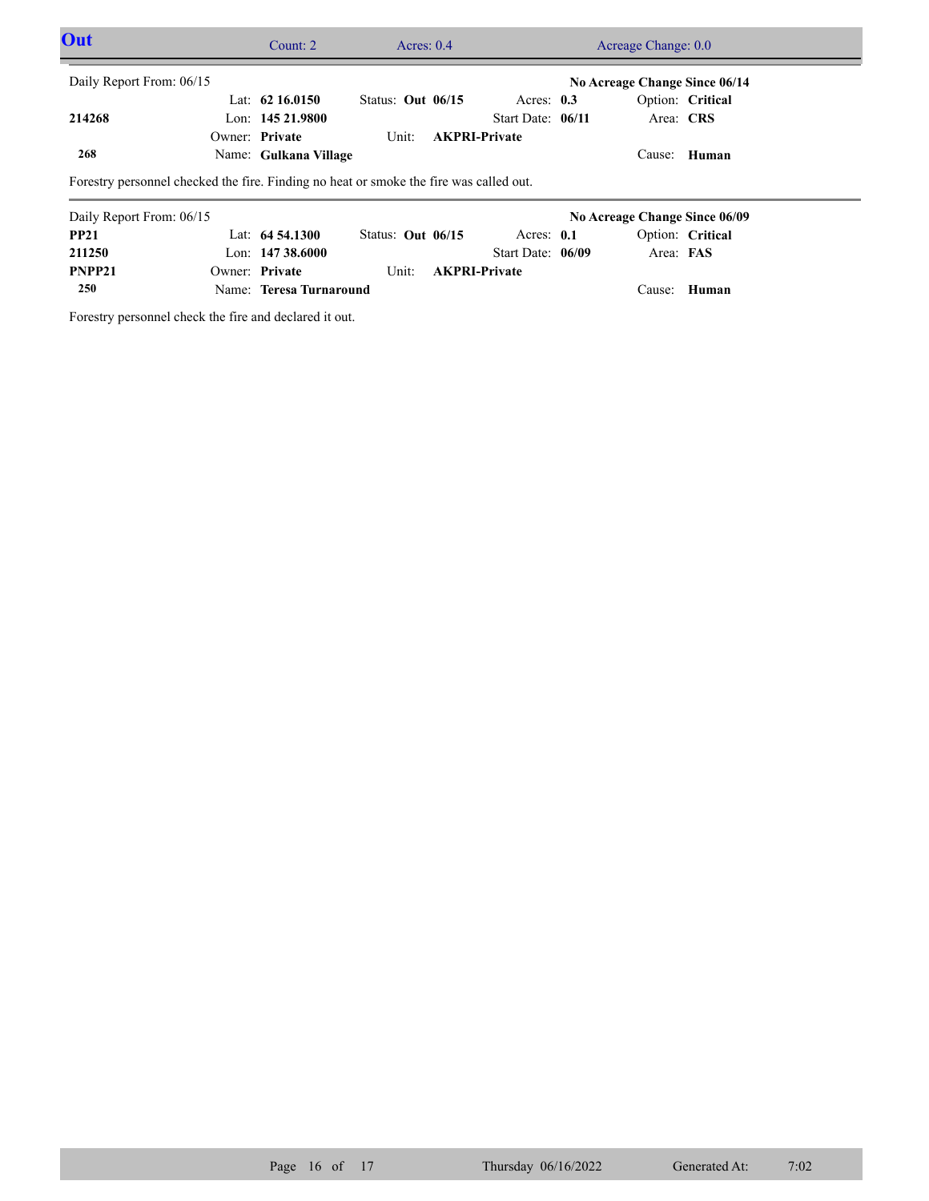## Out

Count: 2 | Acres: 0.4 | Acreage Change: 0.0

---

Daily Report From: 06/15 — **No Acreage Change Since 06/14**

| | | | | |
|---|---|---|---|---|
| | Lat: **62 16.0150** | Status: **Out 06/15** | Acres: **0.3** | Option: **Critical** |
| **214268** | Lon: **145 21.9800** | | Start Date: **06/11** | Area: **CRS** |
| | Owner: **Private** | Unit: **AKPRI-Private** | | |
| **268** | Name: **Gulkana Village** | | | Cause: **Human** |

Forestry personnel checked the fire. Finding no heat or smoke the fire was called out.

---

Daily Report From: 06/15 — **No Acreage Change Since 06/09**

| | | | | |
|---|---|---|---|---|
| **PP21** | Lat: **64 54.1300** | Status: **Out 06/15** | Acres: **0.1** | Option: **Critical** |
| **211250** | Lon: **147 38.6000** | | Start Date: **06/09** | Area: **FAS** |
| **PNPP21** | Owner: **Private** | Unit: **AKPRI-Private** | | |
| **250** | Name: **Teresa Turnaround** | | | Cause: **Human** |

Forestry personnel check the fire and declared it out.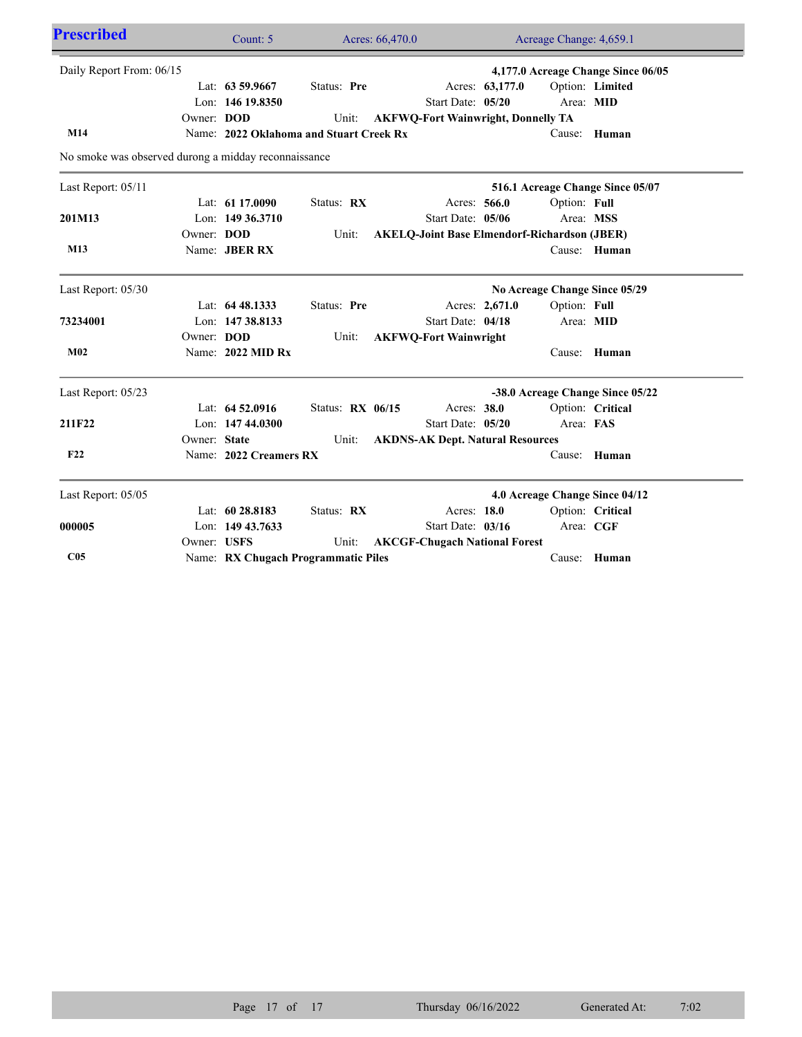## Prescribed

Count: 5 | Acres: 66,470.0 | Acreage Change: 4,659.1

---

Daily Report From: 06/15 — **4,177.0 Acreage Change Since 06/05**

| | | | | |
|---|---|---|---|---|
| | Lat: **63 59.9667** | Status: **Pre** | Acres: **63,177.0** | Option: **Limited** |
| | Lon: **146 19.8350** | | Start Date: **05/20** | Area: **MID** |
| | Owner: **DOD** | Unit: **AKFWQ-Fort Wainwright, Donnelly TA** | | |
| **M14** | Name: **2022 Oklahoma and Stuart Creek Rx** | | | Cause: **Human** |

No smoke was observed durong a midday reconnaissance

---

Last Report: 05/11 — **516.1 Acreage Change Since 05/07**

| | | | | |
|---|---|---|---|---|
| | Lat: **61 17.0090** | Status: **RX** | Acres: **566.0** | Option: **Full** |
| **201M13** | Lon: **149 36.3710** | | Start Date: **05/06** | Area: **MSS** |
| | Owner: **DOD** | Unit: **AKELQ-Joint Base Elmendorf-Richardson (JBER)** | | |
| **M13** | Name: **JBER RX** | | | Cause: **Human** |

---

Last Report: 05/30 — **No Acreage Change Since 05/29**

| | | | | |
|---|---|---|---|---|
| | Lat: **64 48.1333** | Status: **Pre** | Acres: **2,671.0** | Option: **Full** |
| **73234001** | Lon: **147 38.8133** | | Start Date: **04/18** | Area: **MID** |
| | Owner: **DOD** | Unit: **AKFWQ-Fort Wainwright** | | |
| **M02** | Name: **2022 MID Rx** | | | Cause: **Human** |

---

Last Report: 05/23 — **-38.0 Acreage Change Since 05/22**

| | | | | |
|---|---|---|---|---|
| | Lat: **64 52.0916** | Status: **RX 06/15** | Acres: **38.0** | Option: **Critical** |
| **211F22** | Lon: **147 44.0300** | | Start Date: **05/20** | Area: **FAS** |
| | Owner: **State** | Unit: **AKDNS-AK Dept. Natural Resources** | | |
| **F22** | Name: **2022 Creamers RX** | | | Cause: **Human** |

---

Last Report: 05/05 — **4.0 Acreage Change Since 04/12**

| | | | | |
|---|---|---|---|---|
| | Lat: **60 28.8183** | Status: **RX** | Acres: **18.0** | Option: **Critical** |
| **000005** | Lon: **149 43.7633** | | Start Date: **03/16** | Area: **CGF** |
| | Owner: **USFS** | Unit: **AKCGF-Chugach National Forest** | | |
| **C05** | Name: **RX Chugach Programmatic Piles** | | | Cause: **Human** |